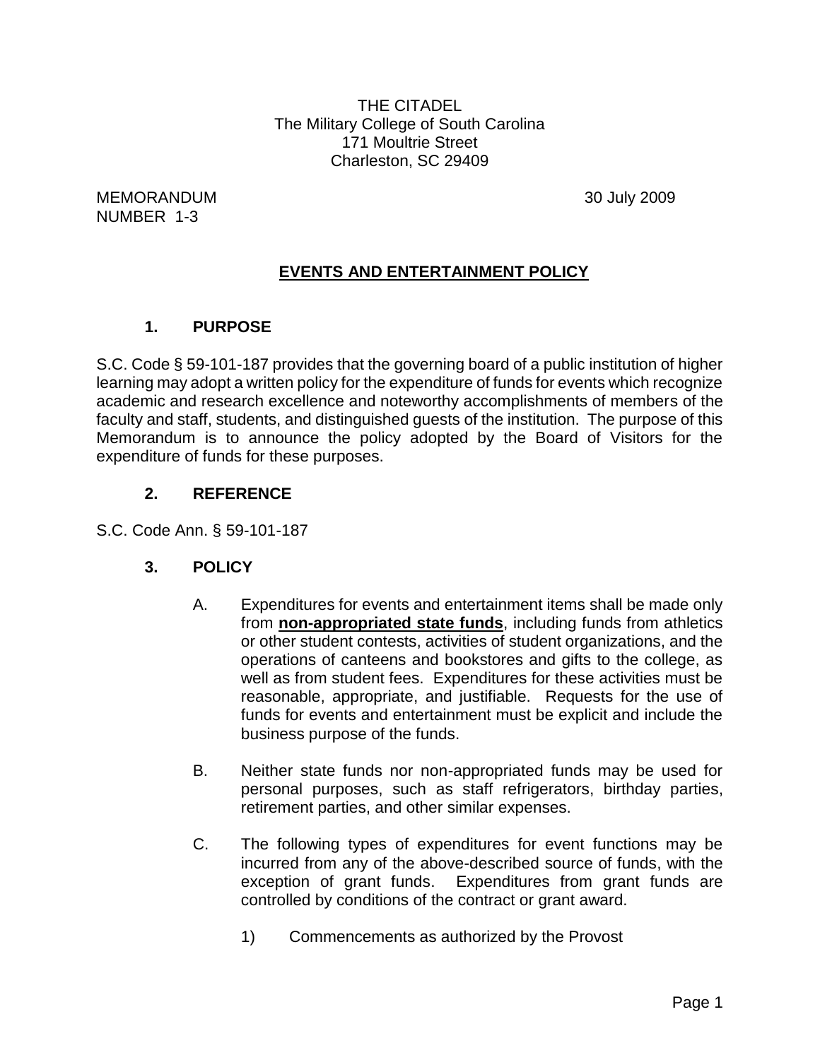THE CITADEL
The Military College of South Carolina
171 Moultrie Street
Charleston, SC 29409

MEMORANDUM
NUMBER 1-3

30 July 2009

## EVENTS AND ENTERTAINMENT POLICY

### 1. PURPOSE

S.C. Code § 59-101-187 provides that the governing board of a public institution of higher learning may adopt a written policy for the expenditure of funds for events which recognize academic and research excellence and noteworthy accomplishments of members of the faculty and staff, students, and distinguished guests of the institution. The purpose of this Memorandum is to announce the policy adopted by the Board of Visitors for the expenditure of funds for these purposes.

### 2. REFERENCE

S.C. Code Ann. § 59-101-187

### 3. POLICY

A. Expenditures for events and entertainment items shall be made only from **non-appropriated state funds**, including funds from athletics or other student contests, activities of student organizations, and the operations of canteens and bookstores and gifts to the college, as well as from student fees. Expenditures for these activities must be reasonable, appropriate, and justifiable. Requests for the use of funds for events and entertainment must be explicit and include the business purpose of the funds.

B. Neither state funds nor non-appropriated funds may be used for personal purposes, such as staff refrigerators, birthday parties, retirement parties, and other similar expenses.

C. The following types of expenditures for event functions may be incurred from any of the above-described source of funds, with the exception of grant funds. Expenditures from grant funds are controlled by conditions of the contract or grant award.

1) Commencements as authorized by the Provost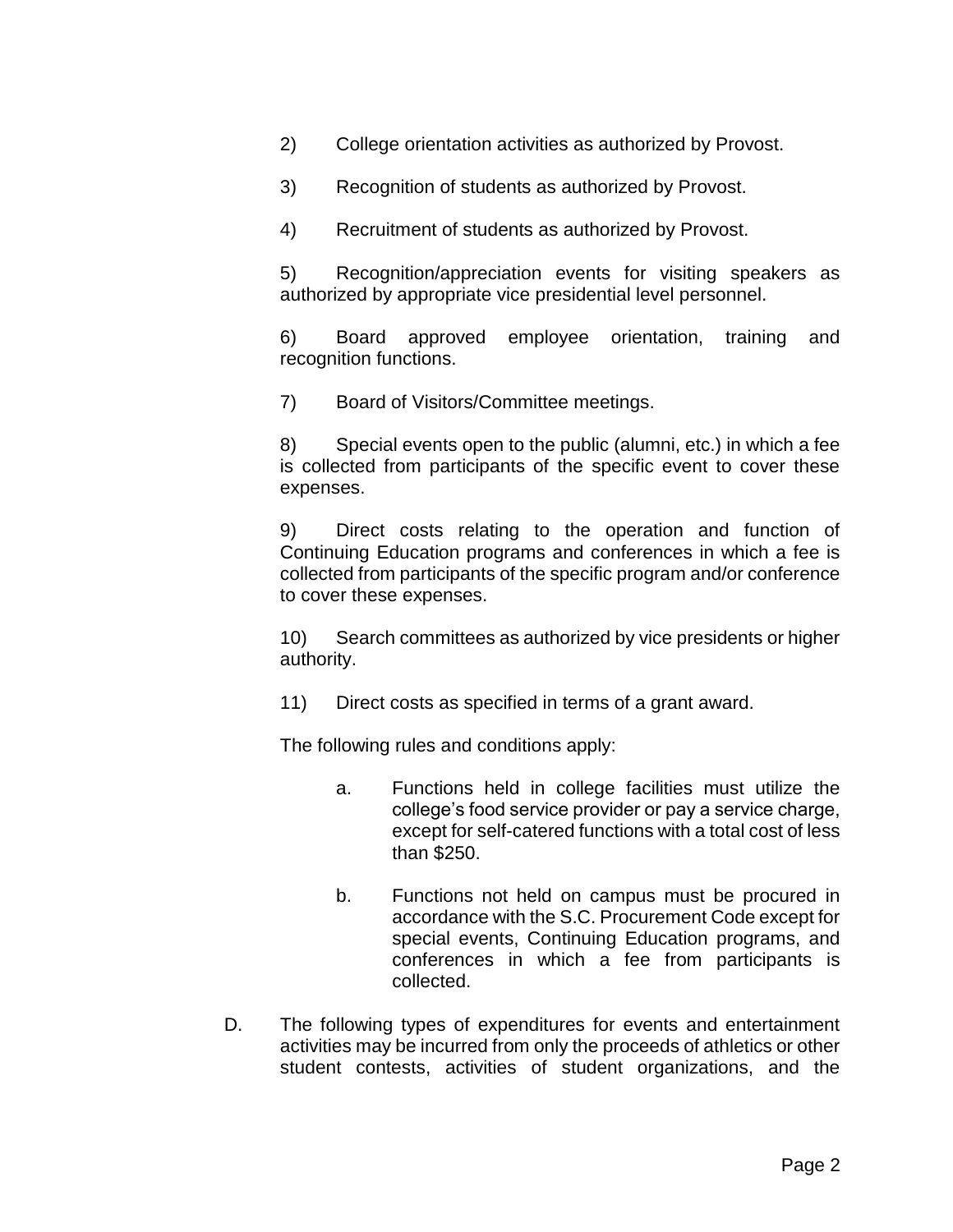2) College orientation activities as authorized by Provost.

3) Recognition of students as authorized by Provost.

4) Recruitment of students as authorized by Provost.

5) Recognition/appreciation events for visiting speakers as authorized by appropriate vice presidential level personnel.

6) Board approved employee orientation, training and recognition functions.

7) Board of Visitors/Committee meetings.

8) Special events open to the public (alumni, etc.) in which a fee is collected from participants of the specific event to cover these expenses.

9) Direct costs relating to the operation and function of Continuing Education programs and conferences in which a fee is collected from participants of the specific program and/or conference to cover these expenses.

10) Search committees as authorized by vice presidents or higher authority.

11) Direct costs as specified in terms of a grant award.

The following rules and conditions apply:

a. Functions held in college facilities must utilize the college's food service provider or pay a service charge, except for self-catered functions with a total cost of less than $250.

b. Functions not held on campus must be procured in accordance with the S.C. Procurement Code except for special events, Continuing Education programs, and conferences in which a fee from participants is collected.

D. The following types of expenditures for events and entertainment activities may be incurred from only the proceeds of athletics or other student contests, activities of student organizations, and the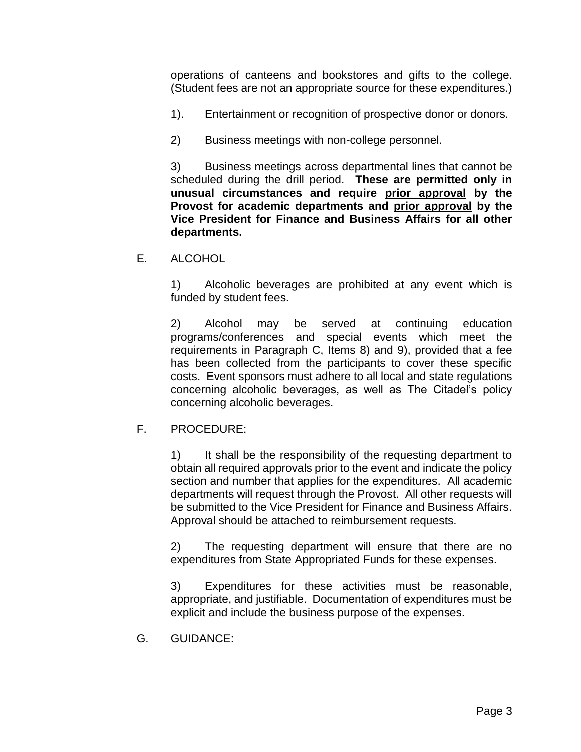operations of canteens and bookstores and gifts to the college. (Student fees are not an appropriate source for these expenditures.)

1). Entertainment or recognition of prospective donor or donors.

2) Business meetings with non-college personnel.

3) Business meetings across departmental lines that cannot be scheduled during the drill period. **These are permitted only in unusual circumstances and require <u>prior approval</u> by the Provost for academic departments and <u>prior approval</u> by the Vice President for Finance and Business Affairs for all other departments.**

E. ALCOHOL

1) Alcoholic beverages are prohibited at any event which is funded by student fees.

2) Alcohol may be served at continuing education programs/conferences and special events which meet the requirements in Paragraph C, Items 8) and 9), provided that a fee has been collected from the participants to cover these specific costs. Event sponsors must adhere to all local and state regulations concerning alcoholic beverages, as well as The Citadel's policy concerning alcoholic beverages.

F. PROCEDURE:

1) It shall be the responsibility of the requesting department to obtain all required approvals prior to the event and indicate the policy section and number that applies for the expenditures. All academic departments will request through the Provost. All other requests will be submitted to the Vice President for Finance and Business Affairs. Approval should be attached to reimbursement requests.

2) The requesting department will ensure that there are no expenditures from State Appropriated Funds for these expenses.

3) Expenditures for these activities must be reasonable, appropriate, and justifiable. Documentation of expenditures must be explicit and include the business purpose of the expenses.

G. GUIDANCE: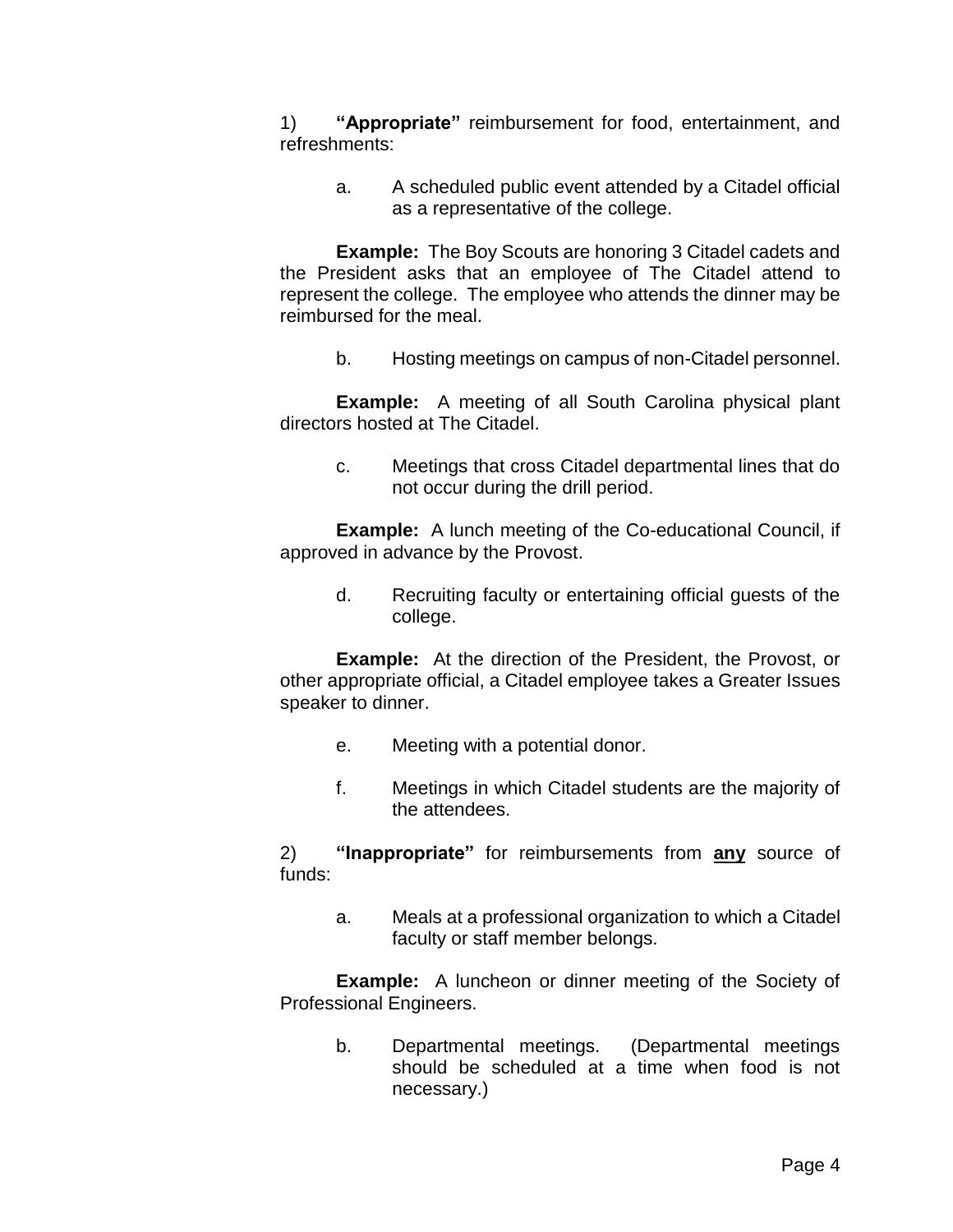1) **"Appropriate"** reimbursement for food, entertainment, and refreshments:

a. A scheduled public event attended by a Citadel official as a representative of the college.

**Example:** The Boy Scouts are honoring 3 Citadel cadets and the President asks that an employee of The Citadel attend to represent the college. The employee who attends the dinner may be reimbursed for the meal.

b. Hosting meetings on campus of non-Citadel personnel.

**Example:** A meeting of all South Carolina physical plant directors hosted at The Citadel.

c. Meetings that cross Citadel departmental lines that do not occur during the drill period.

**Example:** A lunch meeting of the Co-educational Council, if approved in advance by the Provost.

d. Recruiting faculty or entertaining official guests of the college.

**Example:** At the direction of the President, the Provost, or other appropriate official, a Citadel employee takes a Greater Issues speaker to dinner.

e. Meeting with a potential donor.

f. Meetings in which Citadel students are the majority of the attendees.

2) **"Inappropriate"** for reimbursements from **<u>any</u>** source of funds:

a. Meals at a professional organization to which a Citadel faculty or staff member belongs.

**Example:** A luncheon or dinner meeting of the Society of Professional Engineers.

b. Departmental meetings. (Departmental meetings should be scheduled at a time when food is not necessary.)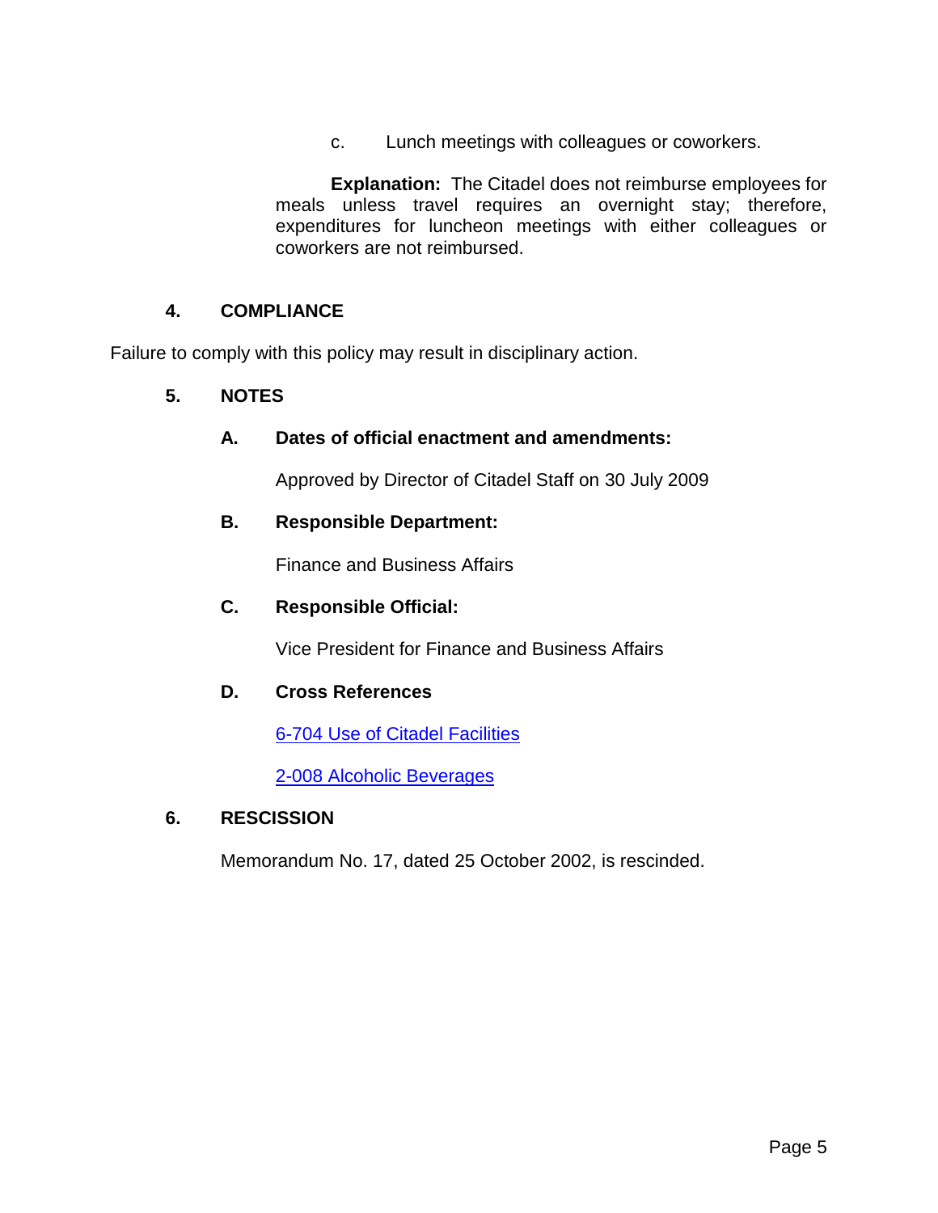c. Lunch meetings with colleagues or coworkers.

**Explanation:** The Citadel does not reimburse employees for meals unless travel requires an overnight stay; therefore, expenditures for luncheon meetings with either colleagues or coworkers are not reimbursed.

## 4. COMPLIANCE

Failure to comply with this policy may result in disciplinary action.

## 5. NOTES

### A. Dates of official enactment and amendments:

Approved by Director of Citadel Staff on 30 July 2009

### B. Responsible Department:

Finance and Business Affairs

### C. Responsible Official:

Vice President for Finance and Business Affairs

### D. Cross References

6-704 Use of Citadel Facilities

2-008 Alcoholic Beverages

## 6. RESCISSION

Memorandum No. 17, dated 25 October 2002, is rescinded.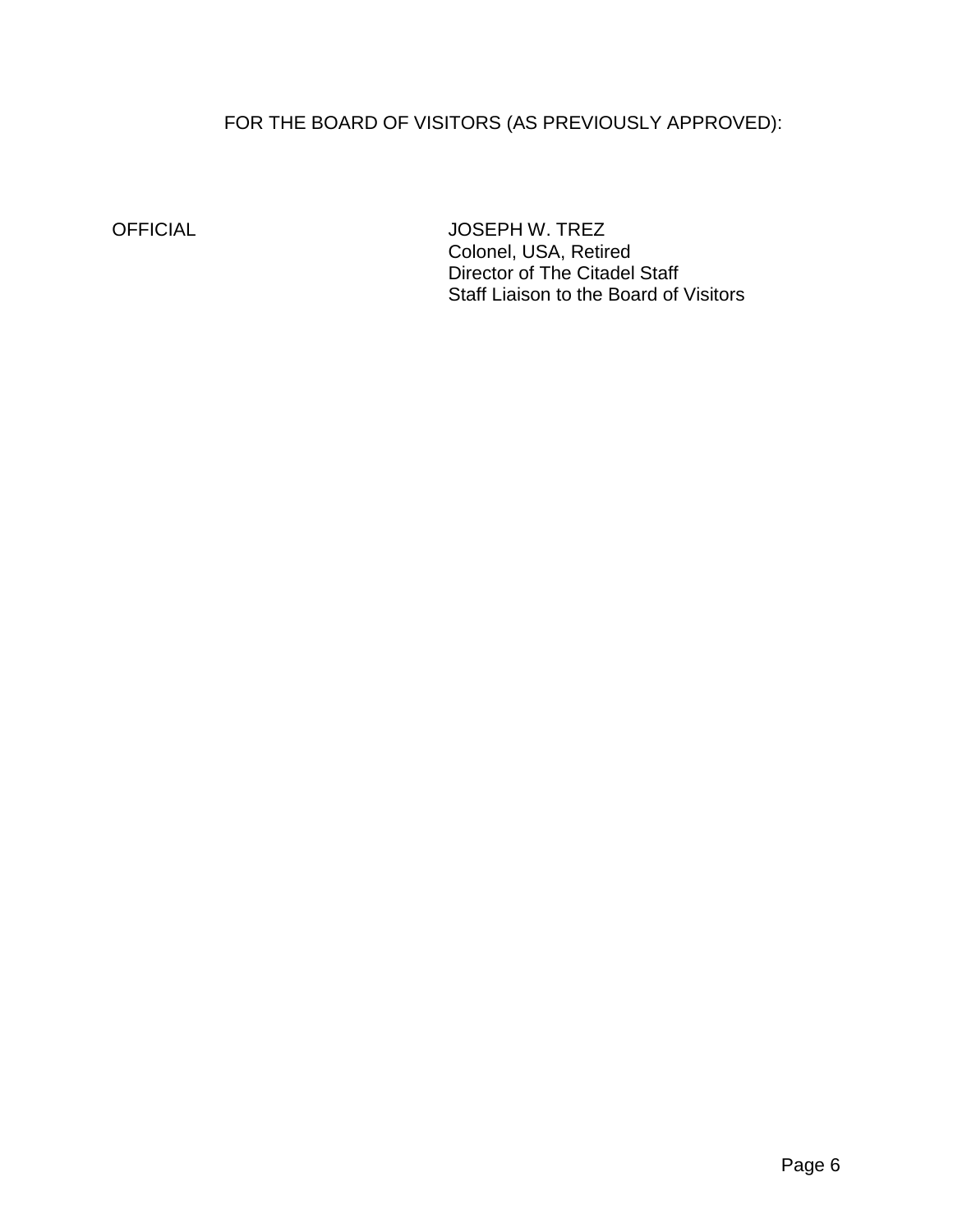FOR THE BOARD OF VISITORS (AS PREVIOUSLY APPROVED):

OFFICIAL

JOSEPH W. TREZ
Colonel, USA, Retired
Director of The Citadel Staff
Staff Liaison to the Board of Visitors